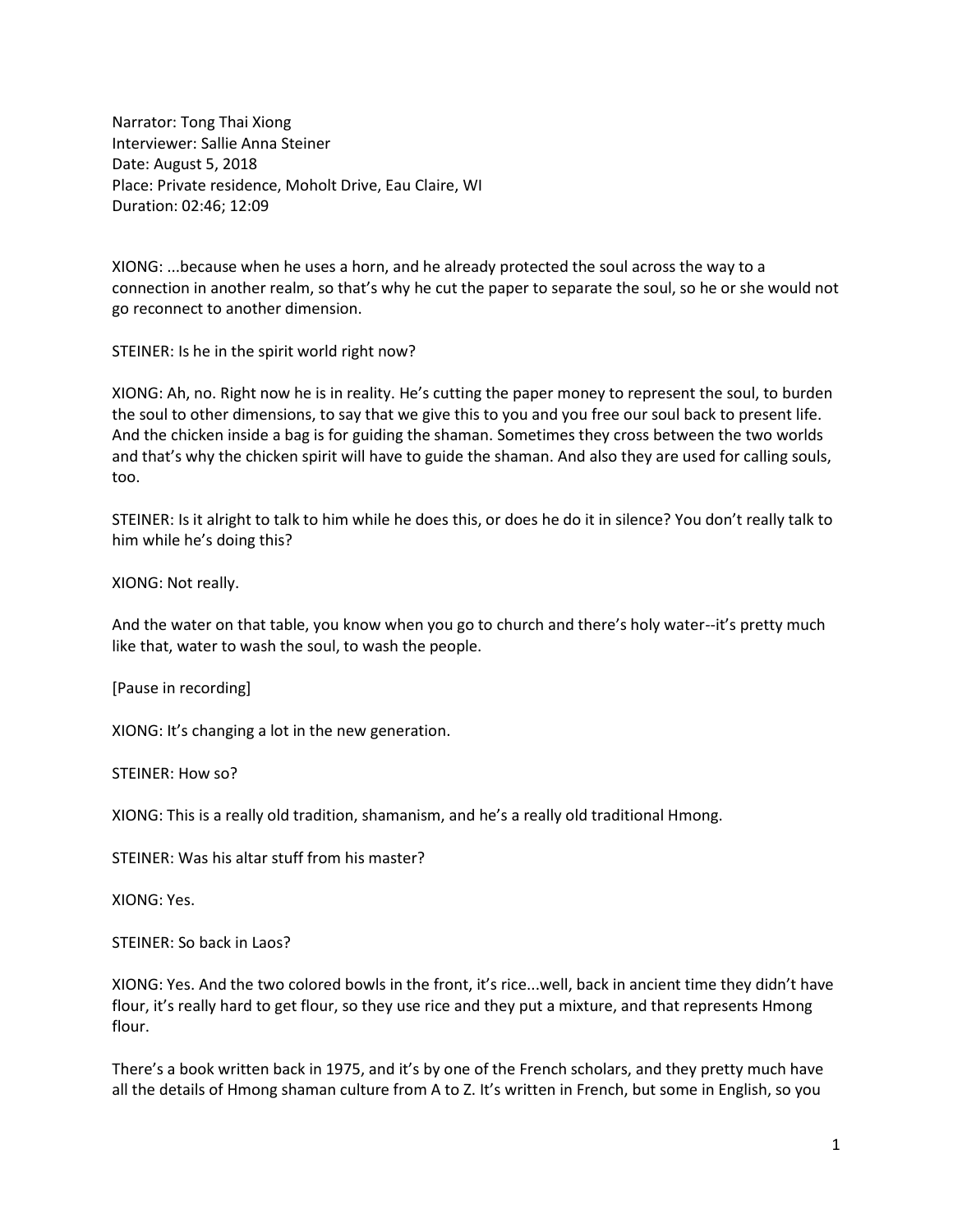Narrator: Tong Thai Xiong
Interviewer: Sallie Anna Steiner
Date: August 5, 2018
Place: Private residence, Moholt Drive, Eau Claire, WI
Duration: 02:46; 12:09

XIONG: ...because when he uses a horn, and he already protected the soul across the way to a connection in another realm, so that's why he cut the paper to separate the soul, so he or she would not go reconnect to another dimension.

STEINER: Is he in the spirit world right now?

XIONG: Ah, no. Right now he is in reality. He's cutting the paper money to represent the soul, to burden the soul to other dimensions, to say that we give this to you and you free our soul back to present life. And the chicken inside a bag is for guiding the shaman. Sometimes they cross between the two worlds and that's why the chicken spirit will have to guide the shaman. And also they are used for calling souls, too.

STEINER: Is it alright to talk to him while he does this, or does he do it in silence? You don't really talk to him while he's doing this?

XIONG: Not really.

And the water on that table, you know when you go to church and there's holy water--it's pretty much like that, water to wash the soul, to wash the people.

[Pause in recording]

XIONG: It's changing a lot in the new generation.

STEINER: How so?

XIONG: This is a really old tradition, shamanism, and he's a really old traditional Hmong.

STEINER: Was his altar stuff from his master?

XIONG: Yes.

STEINER: So back in Laos?

XIONG: Yes. And the two colored bowls in the front, it's rice...well, back in ancient time they didn't have flour, it's really hard to get flour, so they use rice and they put a mixture, and that represents Hmong flour.

There's a book written back in 1975, and it's by one of the French scholars, and they pretty much have all the details of Hmong shaman culture from A to Z. It's written in French, but some in English, so you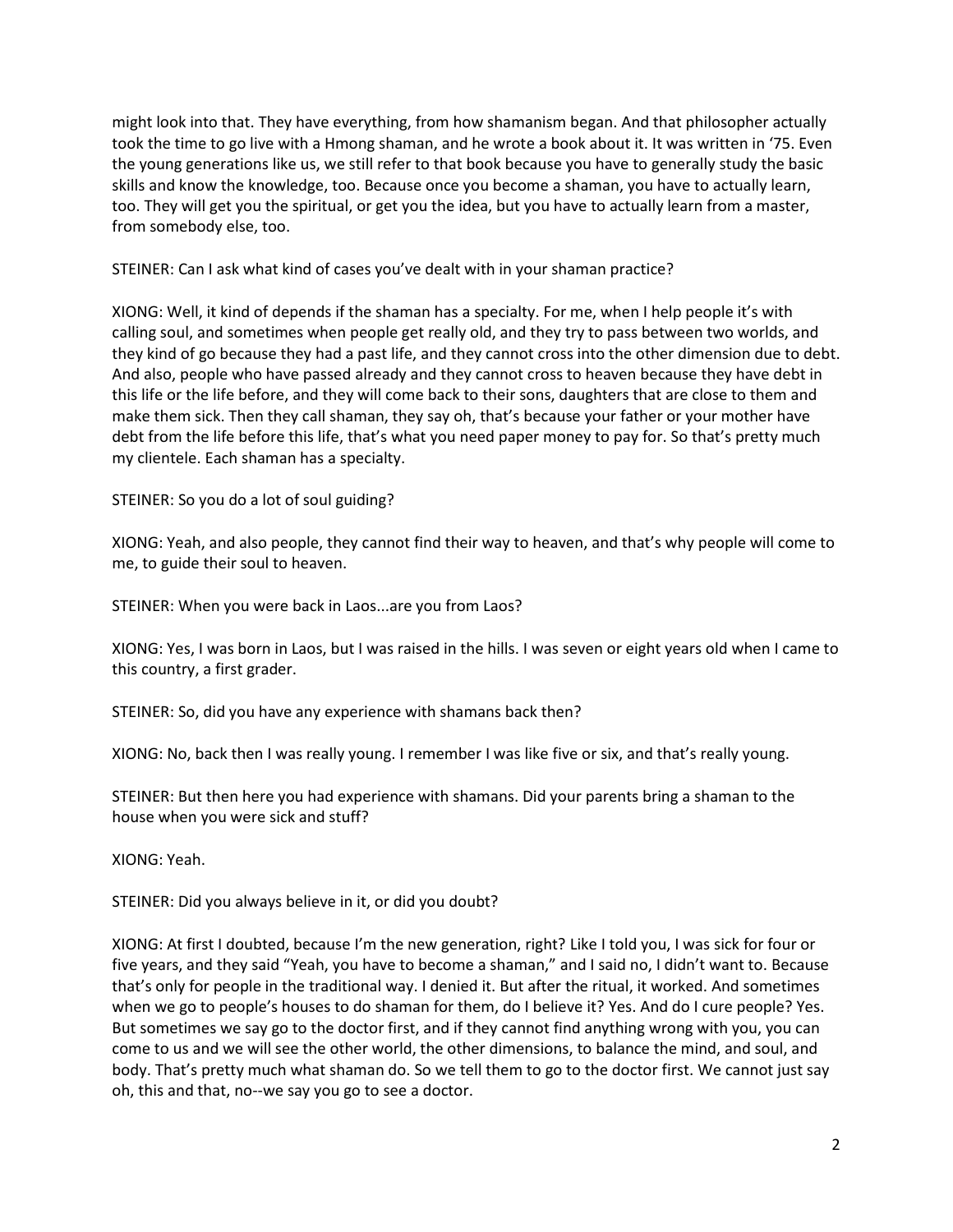might look into that. They have everything, from how shamanism began. And that philosopher actually took the time to go live with a Hmong shaman, and he wrote a book about it. It was written in '75. Even the young generations like us, we still refer to that book because you have to generally study the basic skills and know the knowledge, too. Because once you become a shaman, you have to actually learn, too. They will get you the spiritual, or get you the idea, but you have to actually learn from a master, from somebody else, too.

STEINER: Can I ask what kind of cases you've dealt with in your shaman practice?

XIONG: Well, it kind of depends if the shaman has a specialty. For me, when I help people it's with calling soul, and sometimes when people get really old, and they try to pass between two worlds, and they kind of go because they had a past life, and they cannot cross into the other dimension due to debt. And also, people who have passed already and they cannot cross to heaven because they have debt in this life or the life before, and they will come back to their sons, daughters that are close to them and make them sick. Then they call shaman, they say oh, that's because your father or your mother have debt from the life before this life, that's what you need paper money to pay for. So that's pretty much my clientele. Each shaman has a specialty.

STEINER: So you do a lot of soul guiding?

XIONG: Yeah, and also people, they cannot find their way to heaven, and that's why people will come to me, to guide their soul to heaven.

STEINER: When you were back in Laos...are you from Laos?

XIONG: Yes, I was born in Laos, but I was raised in the hills. I was seven or eight years old when I came to this country, a first grader.

STEINER: So, did you have any experience with shamans back then?

XIONG: No, back then I was really young. I remember I was like five or six, and that's really young.

STEINER: But then here you had experience with shamans. Did your parents bring a shaman to the house when you were sick and stuff?

XIONG: Yeah.

STEINER: Did you always believe in it, or did you doubt?

XIONG: At first I doubted, because I'm the new generation, right? Like I told you, I was sick for four or five years, and they said "Yeah, you have to become a shaman," and I said no, I didn't want to. Because that's only for people in the traditional way. I denied it. But after the ritual, it worked. And sometimes when we go to people's houses to do shaman for them, do I believe it? Yes. And do I cure people? Yes. But sometimes we say go to the doctor first, and if they cannot find anything wrong with you, you can come to us and we will see the other world, the other dimensions, to balance the mind, and soul, and body. That's pretty much what shaman do. So we tell them to go to the doctor first. We cannot just say oh, this and that, no--we say you go to see a doctor.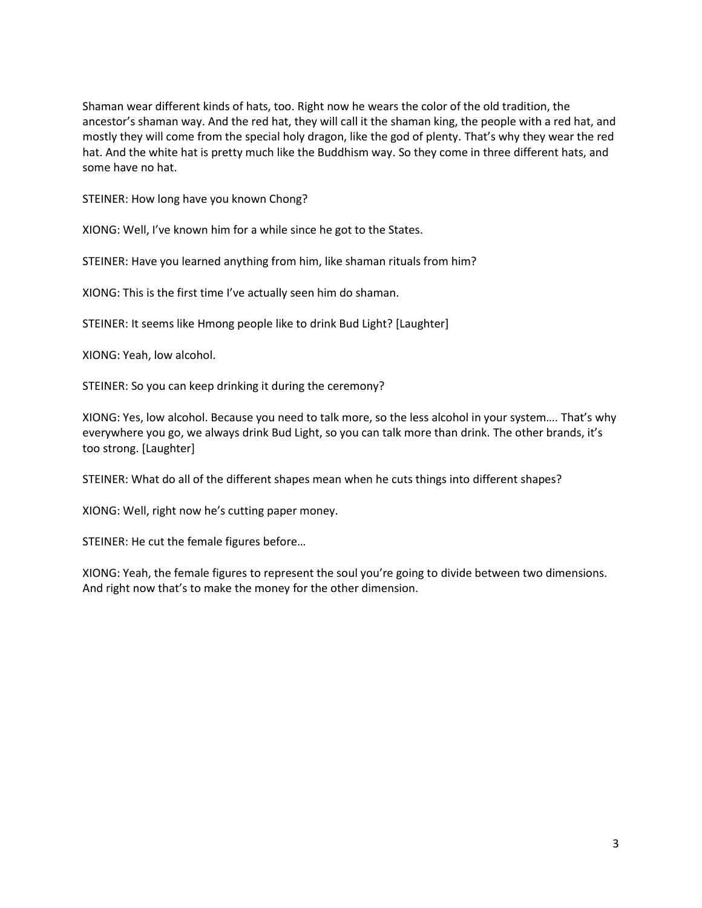Shaman wear different kinds of hats, too. Right now he wears the color of the old tradition, the ancestor's shaman way. And the red hat, they will call it the shaman king, the people with a red hat, and mostly they will come from the special holy dragon, like the god of plenty. That's why they wear the red hat. And the white hat is pretty much like the Buddhism way. So they come in three different hats, and some have no hat.

STEINER: How long have you known Chong?

XIONG: Well, I've known him for a while since he got to the States.

STEINER: Have you learned anything from him, like shaman rituals from him?

XIONG: This is the first time I've actually seen him do shaman.

STEINER: It seems like Hmong people like to drink Bud Light? [Laughter]

XIONG: Yeah, low alcohol.

STEINER: So you can keep drinking it during the ceremony?

XIONG: Yes, low alcohol. Because you need to talk more, so the less alcohol in your system…. That's why everywhere you go, we always drink Bud Light, so you can talk more than drink. The other brands, it's too strong. [Laughter]

STEINER: What do all of the different shapes mean when he cuts things into different shapes?

XIONG: Well, right now he's cutting paper money.

STEINER: He cut the female figures before…

XIONG: Yeah, the female figures to represent the soul you're going to divide between two dimensions. And right now that's to make the money for the other dimension.